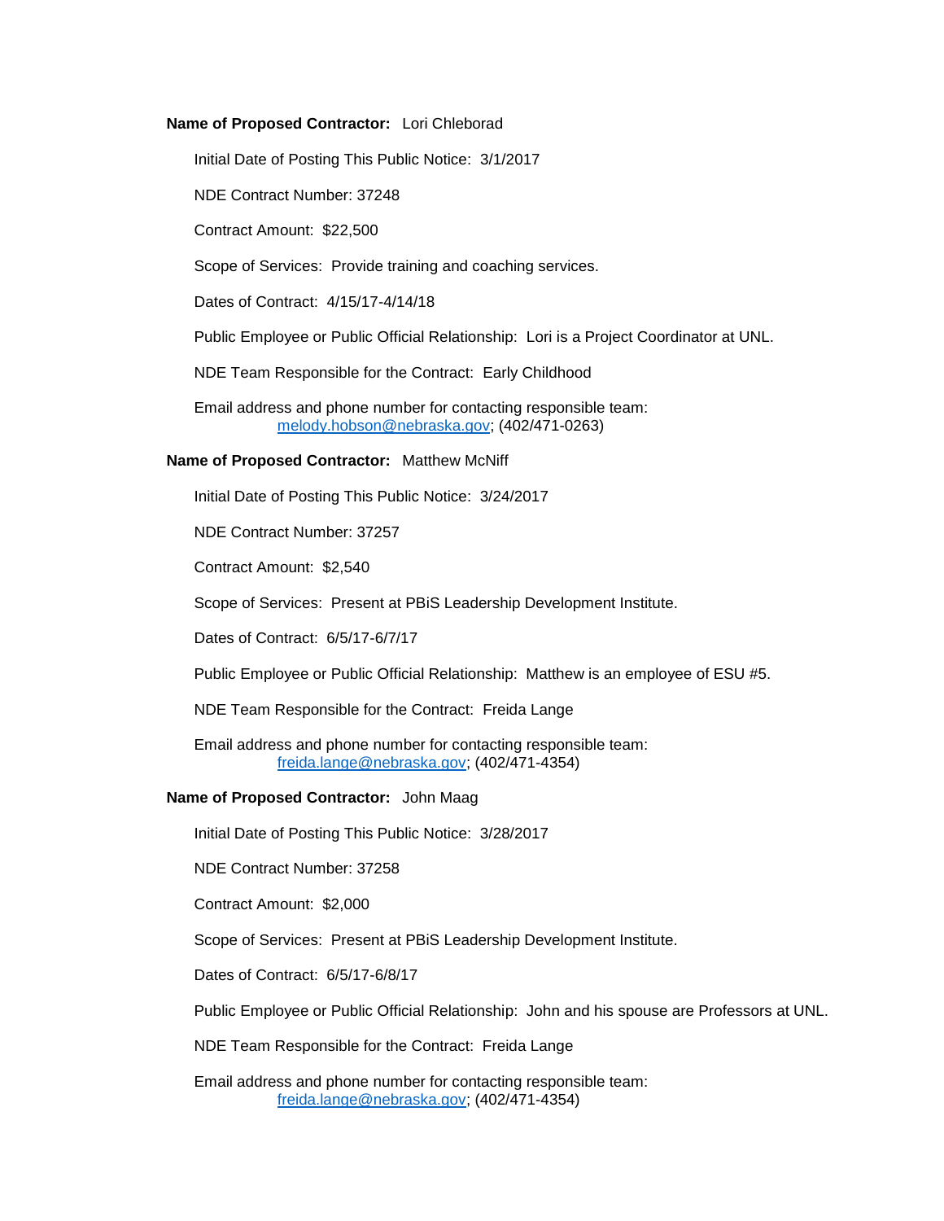**Name of Proposed Contractor:** Lori Chleborad

Initial Date of Posting This Public Notice: 3/1/2017

NDE Contract Number: 37248

Contract Amount: $22,500

Scope of Services: Provide training and coaching services.

Dates of Contract: 4/15/17-4/14/18

Public Employee or Public Official Relationship: Lori is a Project Coordinator at UNL.

NDE Team Responsible for the Contract: Early Childhood

Email address and phone number for contacting responsible team:
melody.hobson@nebraska.gov; (402/471-0263)

**Name of Proposed Contractor:** Matthew McNiff

Initial Date of Posting This Public Notice: 3/24/2017

NDE Contract Number: 37257

Contract Amount: $2,540

Scope of Services: Present at PBiS Leadership Development Institute.

Dates of Contract: 6/5/17-6/7/17

Public Employee or Public Official Relationship: Matthew is an employee of ESU #5.

NDE Team Responsible for the Contract: Freida Lange

Email address and phone number for contacting responsible team:
freida.lange@nebraska.gov; (402/471-4354)

**Name of Proposed Contractor:** John Maag

Initial Date of Posting This Public Notice: 3/28/2017

NDE Contract Number: 37258

Contract Amount: $2,000

Scope of Services: Present at PBiS Leadership Development Institute.

Dates of Contract: 6/5/17-6/8/17

Public Employee or Public Official Relationship: John and his spouse are Professors at UNL.

NDE Team Responsible for the Contract: Freida Lange

Email address and phone number for contacting responsible team:
freida.lange@nebraska.gov; (402/471-4354)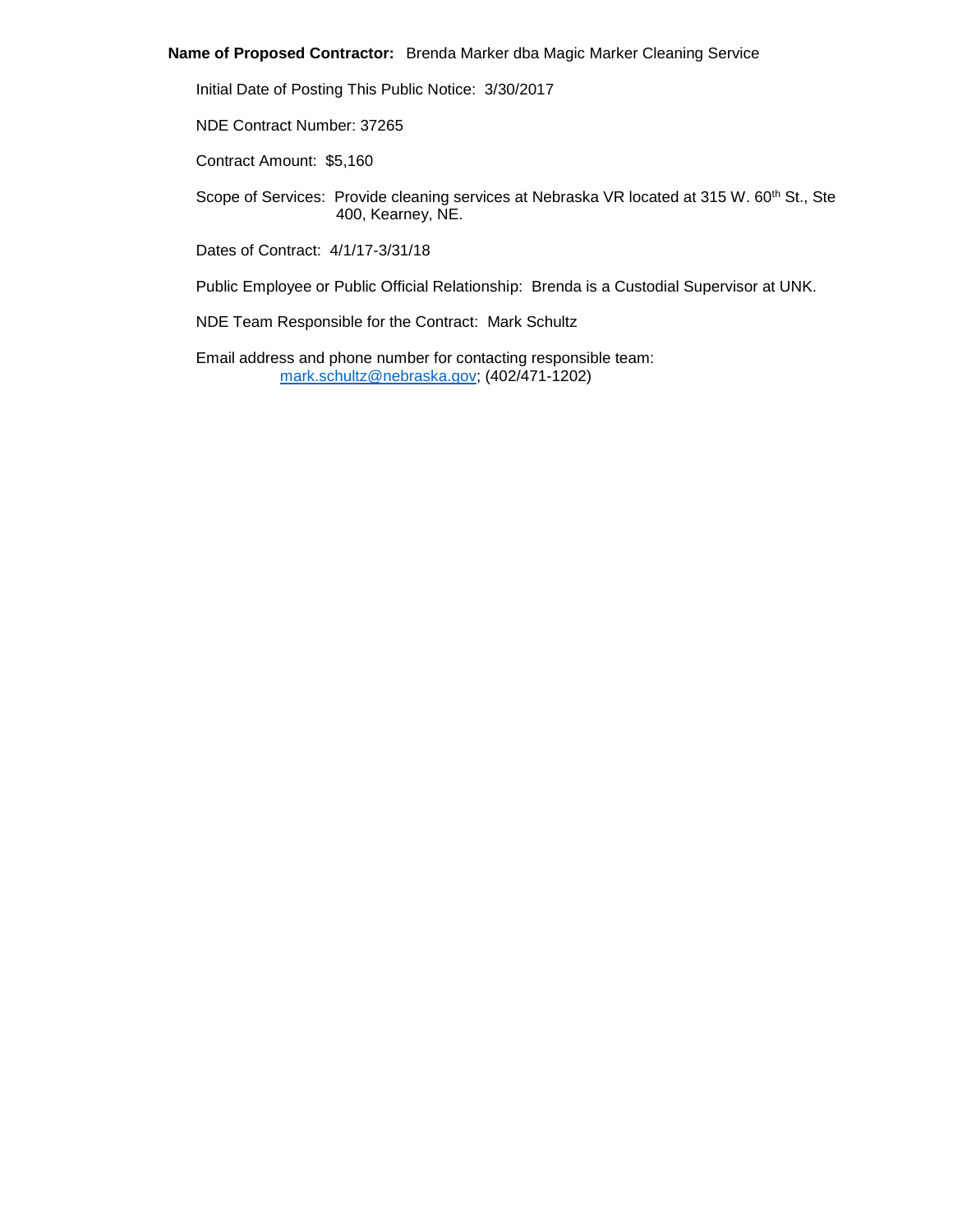**Name of Proposed Contractor:** Brenda Marker dba Magic Marker Cleaning Service

Initial Date of Posting This Public Notice: 3/30/2017

NDE Contract Number: 37265

Contract Amount: $5,160

Scope of Services: Provide cleaning services at Nebraska VR located at 315 W. 60th St., Ste 400, Kearney, NE.

Dates of Contract: 4/1/17-3/31/18

Public Employee or Public Official Relationship: Brenda is a Custodial Supervisor at UNK.

NDE Team Responsible for the Contract: Mark Schultz

Email address and phone number for contacting responsible team:
mark.schultz@nebraska.gov; (402/471-1202)